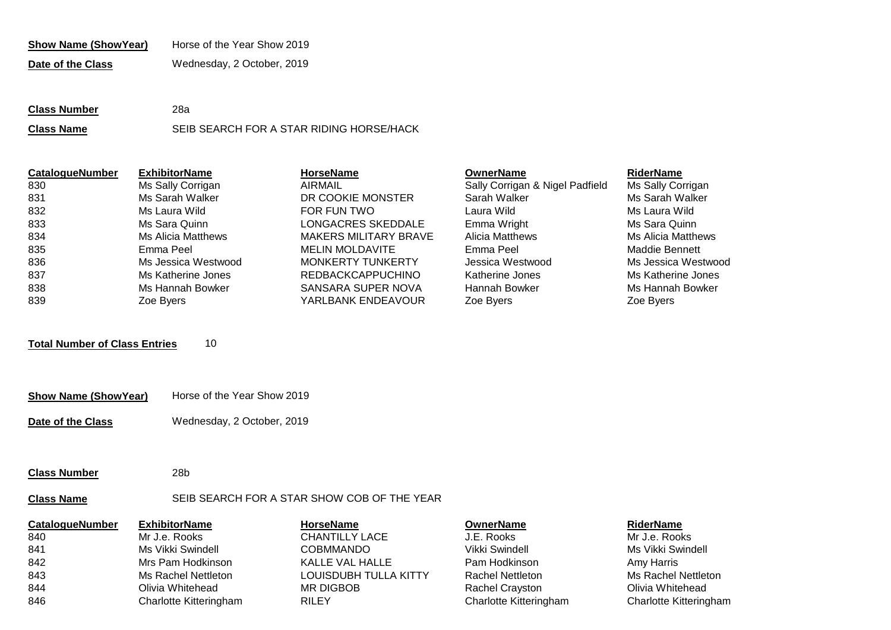**Show Name (ShowYear)** Horse of the Year Show 2019

**Date of the Class** Wednesday, 2 October, 2019

**Class Number** 28a

**Class Name** SEIB SEARCH FOR A STAR RIDING HORSE/HACK

| CatalogueNumber | ExhibitorName | HorseName | OwnerName | RiderName |
|---|---|---|---|---|
| 830 | Ms Sally Corrigan | AIRMAIL | Sally Corrigan & Nigel Padfield | Ms Sally Corrigan |
| 831 | Ms Sarah Walker | DR COOKIE MONSTER | Sarah Walker | Ms Sarah Walker |
| 832 | Ms Laura Wild | FOR FUN TWO | Laura Wild | Ms Laura Wild |
| 833 | Ms Sara Quinn | LONGACRES SKEDDALE | Emma Wright | Ms Sara Quinn |
| 834 | Ms Alicia Matthews | MAKERS MILITARY BRAVE | Alicia Matthews | Ms Alicia Matthews |
| 835 | Emma Peel | MELIN MOLDAVITE | Emma Peel | Maddie Bennett |
| 836 | Ms Jessica Westwood | MONKERTY TUNKERTY | Jessica Westwood | Ms Jessica Westwood |
| 837 | Ms Katherine Jones | REDBACKCAPPUCHINO | Katherine Jones | Ms Katherine Jones |
| 838 | Ms Hannah Bowker | SANSARA SUPER NOVA | Hannah Bowker | Ms Hannah Bowker |
| 839 | Zoe Byers | YARLBANK ENDEAVOUR | Zoe Byers | Zoe Byers |

**Total Number of Class Entries** 10

**Show Name (ShowYear)** Horse of the Year Show 2019

**Date of the Class** Wednesday, 2 October, 2019

**Class Number** 28b

**Class Name** SEIB SEARCH FOR A STAR SHOW COB OF THE YEAR

| CatalogueNumber | ExhibitorName | HorseName | OwnerName | RiderName |
|---|---|---|---|---|
| 840 | Mr J.e. Rooks | CHANTILLY LACE | J.E. Rooks | Mr J.e. Rooks |
| 841 | Ms Vikki Swindell | COBMMANDO | Vikki Swindell | Ms Vikki Swindell |
| 842 | Mrs Pam Hodkinson | KALLE VAL HALLE | Pam Hodkinson | Amy Harris |
| 843 | Ms Rachel Nettleton | LOUISDUBH TULLA KITTY | Rachel Nettleton | Ms Rachel Nettleton |
| 844 | Olivia Whitehead | MR DIGBOB | Rachel Crayston | Olivia Whitehead |
| 846 | Charlotte Kitteringham | RILEY | Charlotte Kitteringham | Charlotte Kitteringham |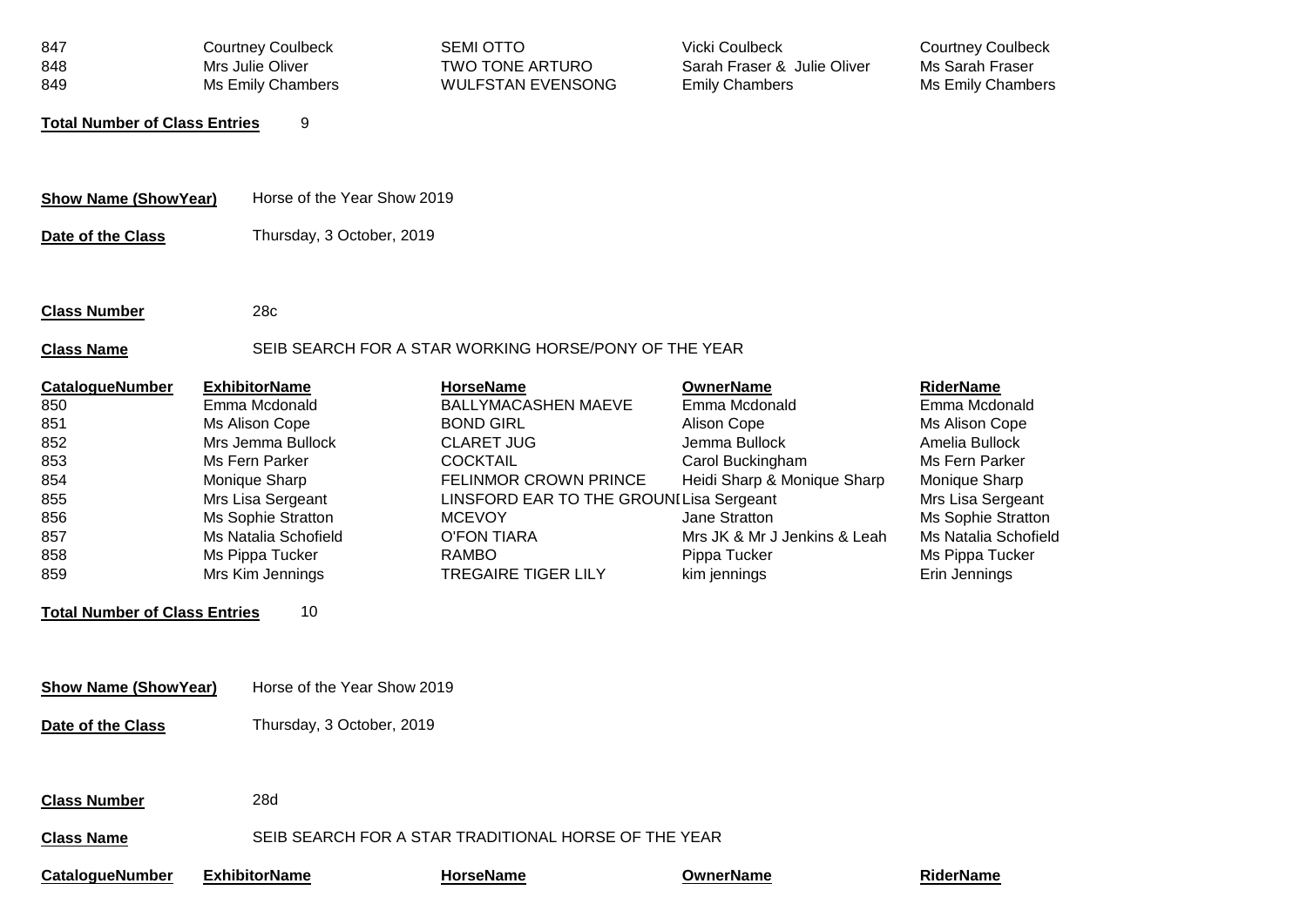| | | | | |
|---|---|---|---|---|
| 847 | Courtney Coulbeck | SEMI OTTO | Vicki Coulbeck | Courtney Coulbeck |
| 848 | Mrs Julie Oliver | TWO TONE ARTURO | Sarah Fraser & Julie Oliver | Ms Sarah Fraser |
| 849 | Ms Emily Chambers | WULFSTAN EVENSONG | Emily Chambers | Ms Emily Chambers |

**Total Number of Class Entries** 9

**Show Name (ShowYear)** Horse of the Year Show 2019

**Date of the Class** Thursday, 3 October, 2019

**Class Number** 28c

**Class Name** SEIB SEARCH FOR A STAR WORKING HORSE/PONY OF THE YEAR

| CatalogueNumber | ExhibitorName | HorseName | OwnerName | RiderName |
|---|---|---|---|---|
| 850 | Emma Mcdonald | BALLYMACASHEN MAEVE | Emma Mcdonald | Emma Mcdonald |
| 851 | Ms Alison Cope | BOND GIRL | Alison Cope | Ms Alison Cope |
| 852 | Mrs Jemma Bullock | CLARET JUG | Jemma Bullock | Amelia Bullock |
| 853 | Ms Fern Parker | COCKTAIL | Carol Buckingham | Ms Fern Parker |
| 854 | Monique Sharp | FELINMOR CROWN PRINCE | Heidi Sharp & Monique Sharp | Monique Sharp |
| 855 | Mrs Lisa Sergeant | LINSFORD EAR TO THE GROUNI | Lisa Sergeant | Mrs Lisa Sergeant |
| 856 | Ms Sophie Stratton | MCEVOY | Jane Stratton | Ms Sophie Stratton |
| 857 | Ms Natalia Schofield | O'FON TIARA | Mrs JK & Mr J Jenkins & Leah | Ms Natalia Schofield |
| 858 | Ms Pippa Tucker | RAMBO | Pippa Tucker | Ms Pippa Tucker |
| 859 | Mrs Kim Jennings | TREGAIRE TIGER LILY | kim jennings | Erin Jennings |

**Total Number of Class Entries** 10

**Show Name (ShowYear)** Horse of the Year Show 2019

**Date of the Class** Thursday, 3 October, 2019

**Class Number** 28d

**Class Name** SEIB SEARCH FOR A STAR TRADITIONAL HORSE OF THE YEAR

| CatalogueNumber | ExhibitorName | HorseName | OwnerName | RiderName |
|---|---|---|---|---|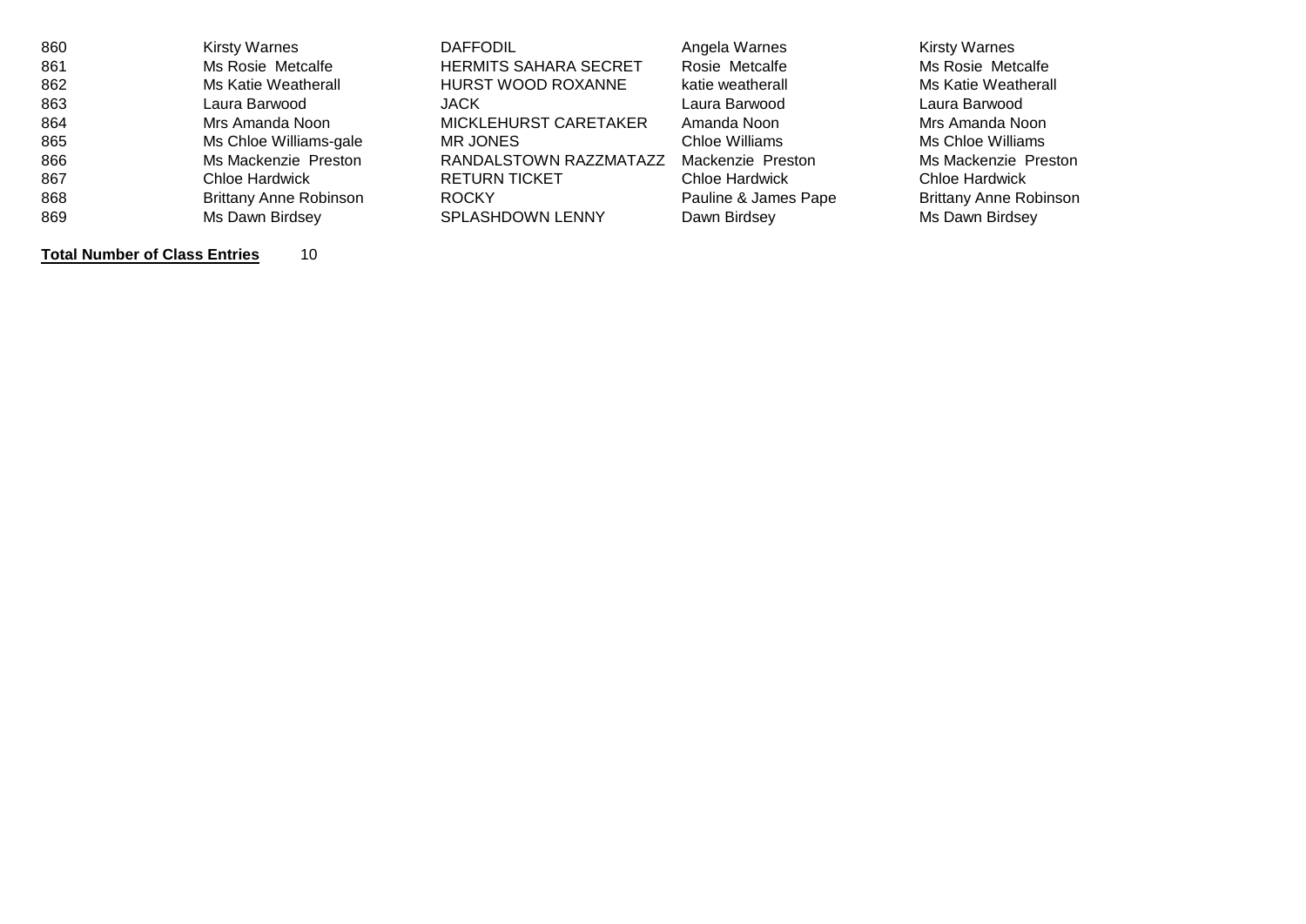| | | | | |
|---|---|---|---|---|
| 860 | Kirsty Warnes | DAFFODIL | Angela Warnes | Kirsty Warnes |
| 861 | Ms Rosie Metcalfe | HERMITS SAHARA SECRET | Rosie Metcalfe | Ms Rosie Metcalfe |
| 862 | Ms Katie Weatherall | HURST WOOD ROXANNE | katie weatherall | Ms Katie Weatherall |
| 863 | Laura Barwood | JACK | Laura Barwood | Laura Barwood |
| 864 | Mrs Amanda Noon | MICKLEHURST CARETAKER | Amanda Noon | Mrs Amanda Noon |
| 865 | Ms Chloe Williams-gale | MR JONES | Chloe Williams | Ms Chloe Williams |
| 866 | Ms Mackenzie Preston | RANDALSTOWN RAZZMATAZZ | Mackenzie Preston | Ms Mackenzie Preston |
| 867 | Chloe Hardwick | RETURN TICKET | Chloe Hardwick | Chloe Hardwick |
| 868 | Brittany Anne Robinson | ROCKY | Pauline & James Pape | Brittany Anne Robinson |
| 869 | Ms Dawn Birdsey | SPLASHDOWN LENNY | Dawn Birdsey | Ms Dawn Birdsey |

**Total Number of Class Entries** 10